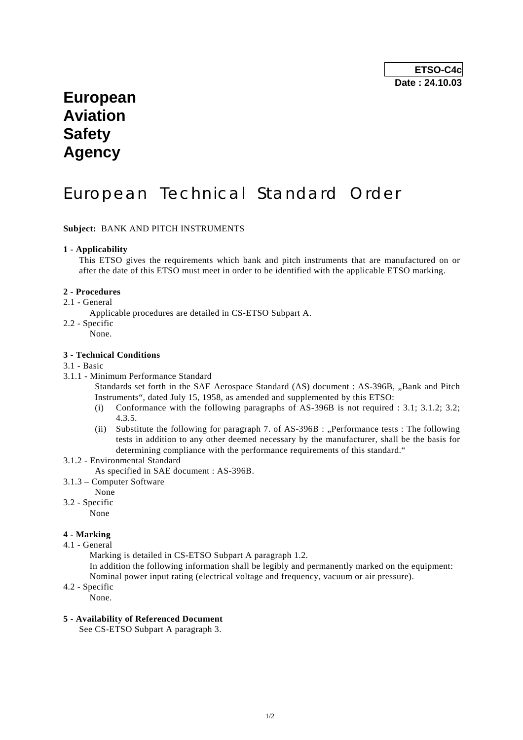**ETSO-C4c**
**Date : 24.10.03**

# European Aviation Safety Agency

# European Technical Standard Order

**Subject:** BANK AND PITCH INSTRUMENTS

**1 - Applicability**

This ETSO gives the requirements which bank and pitch instruments that are manufactured on or after the date of this ETSO must meet in order to be identified with the applicable ETSO marking.

**2 - Procedures**

2.1 - General

Applicable procedures are detailed in CS-ETSO Subpart A.

2.2 - Specific

None.

**3 - Technical Conditions**

3.1 - Basic

3.1.1 - Minimum Performance Standard

Standards set forth in the SAE Aerospace Standard (AS) document : AS-396B, „Bank and Pitch Instruments“, dated July 15, 1958, as amended and supplemented by this ETSO:

(i) Conformance with the following paragraphs of AS-396B is not required : 3.1; 3.1.2; 3.2; 4.3.5.

(ii) Substitute the following for paragraph 7. of AS-396B : „Performance tests : The following tests in addition to any other deemed necessary by the manufacturer, shall be the basis for determining compliance with the performance requirements of this standard.“

3.1.2 - Environmental Standard

As specified in SAE document : AS-396B.

3.1.3 – Computer Software

None

3.2 - Specific

None

**4 - Marking**

4.1 - General

Marking is detailed in CS-ETSO Subpart A paragraph 1.2.

In addition the following information shall be legibly and permanently marked on the equipment: Nominal power input rating (electrical voltage and frequency, vacuum or air pressure).

4.2 - Specific

None.

**5 - Availability of Referenced Document**

See CS-ETSO Subpart A paragraph 3.